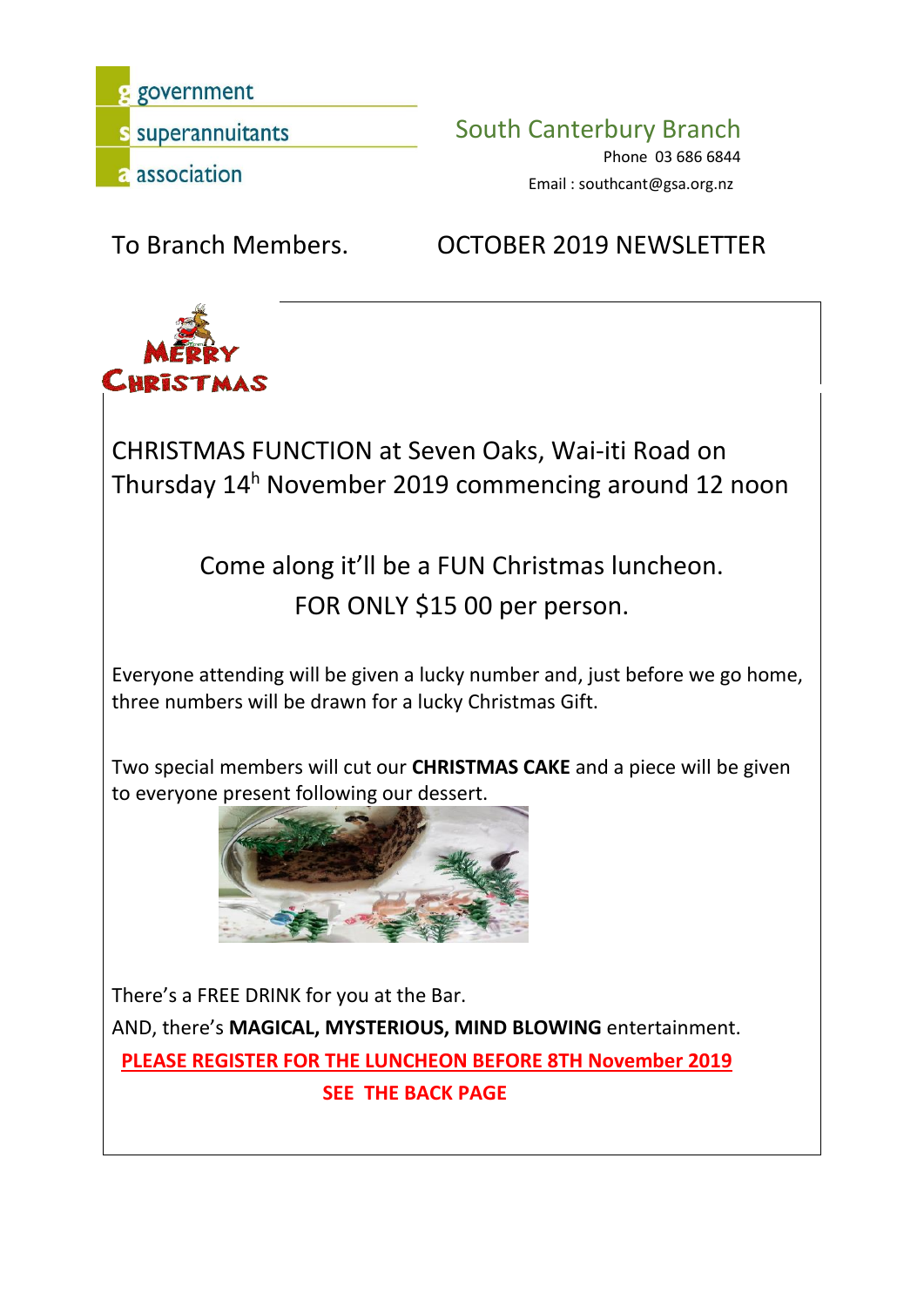government
superannuitants
association

South Canterbury Branch
Phone 03 686 6844
Email : southcant@gsa.org.nz

To Branch Members.

# OCTOBER 2019 NEWSLETTER

MERRY CHRISTMAS

CHRISTMAS FUNCTION at Seven Oaks, Wai-iti Road on Thursday 14h November 2019 commencing around 12 noon

Come along it'll be a FUN Christmas luncheon.
FOR ONLY $15 00 per person.

Everyone attending will be given a lucky number and, just before we go home, three numbers will be drawn for a lucky Christmas Gift.

Two special members will cut our **CHRISTMAS CAKE** and a piece will be given to everyone present following our dessert.

There's a FREE DRINK for you at the Bar.

AND, there's **MAGICAL, MYSTERIOUS, MIND BLOWING** entertainment.

**PLEASE REGISTER FOR THE LUNCHEON BEFORE 8TH November 2019**

**SEE THE BACK PAGE**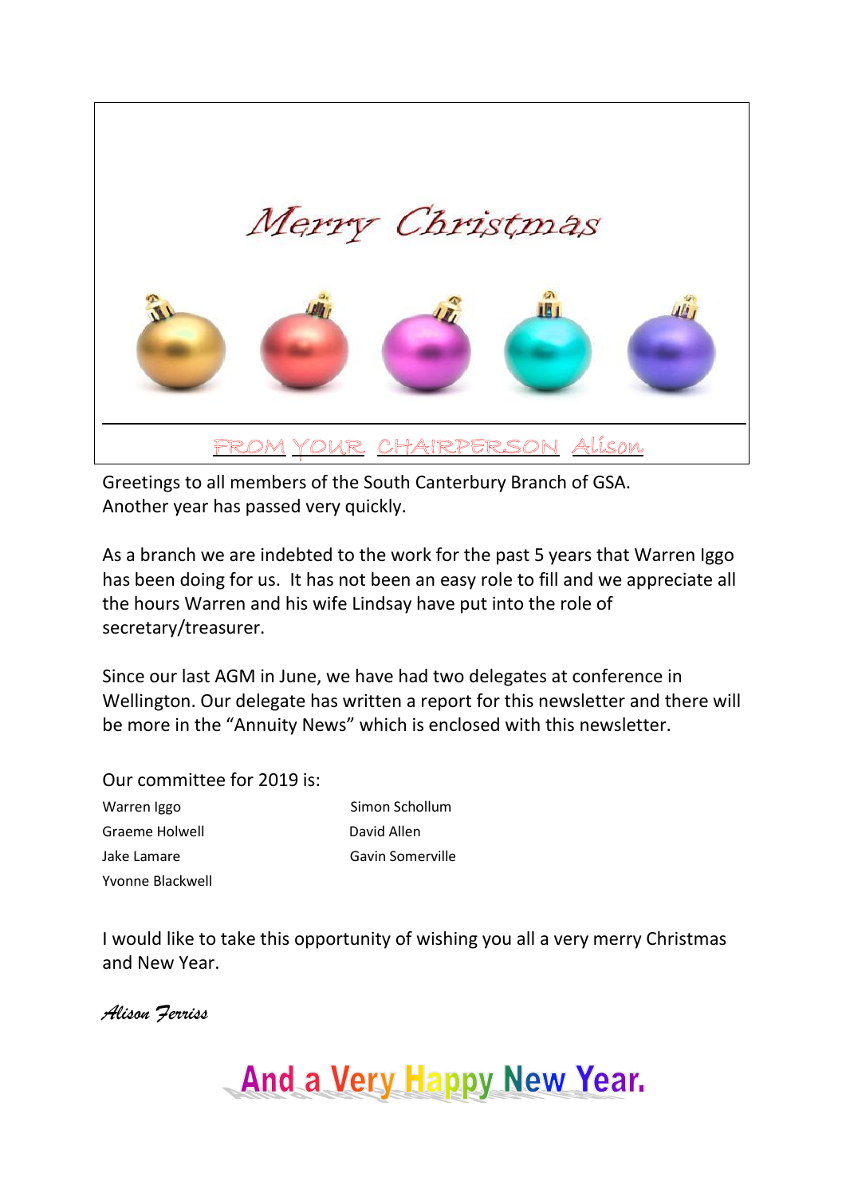# Merry Christmas

## FROM YOUR CHAIRPERSON Alison

Greetings to all members of the South Canterbury Branch of GSA.
Another year has passed very quickly.

As a branch we are indebted to the work for the past 5 years that Warren Iggo has been doing for us. It has not been an easy role to fill and we appreciate all the hours Warren and his wife Lindsay have put into the role of secretary/treasurer.

Since our last AGM in June, we have had two delegates at conference in Wellington. Our delegate has written a report for this newsletter and there will be more in the "Annuity News" which is enclosed with this newsletter.

Our committee for 2019 is:

| | |
|---|---|
| Warren Iggo | Simon Schollum |
| Graeme Holwell | David Allen |
| Jake Lamare | Gavin Somerville |
| Yvonne Blackwell | |

I would like to take this opportunity of wishing you all a very merry Christmas and New Year.

*Alison Ferriss*

**And a Very Happy New Year.**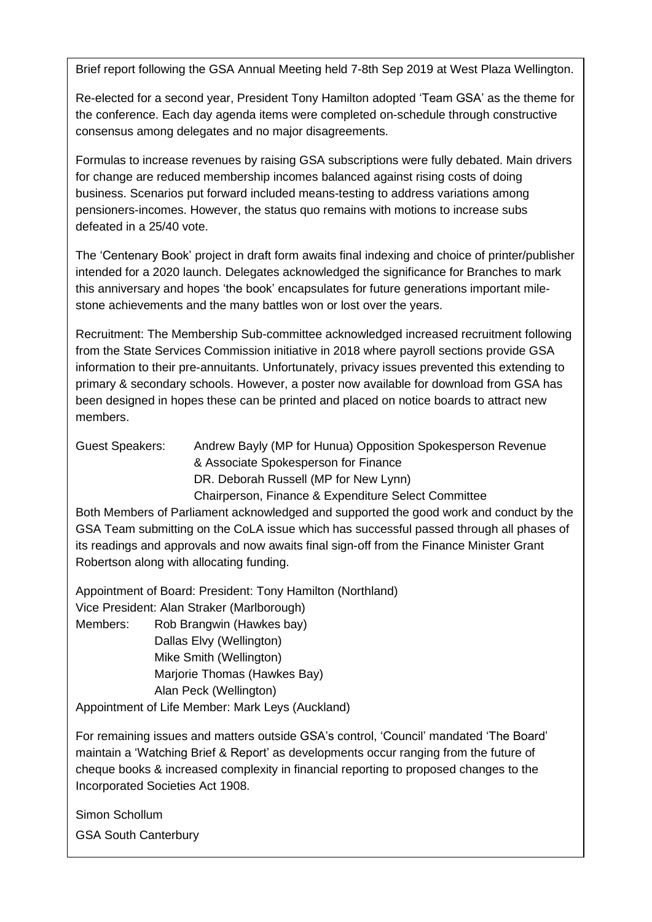Brief report following the GSA Annual Meeting held 7-8th Sep 2019 at West Plaza Wellington.

Re-elected for a second year, President Tony Hamilton adopted 'Team GSA' as the theme for the conference. Each day agenda items were completed on-schedule through constructive consensus among delegates and no major disagreements.

Formulas to increase revenues by raising GSA subscriptions were fully debated. Main drivers for change are reduced membership incomes balanced against rising costs of doing business. Scenarios put forward included means-testing to address variations among pensioners-incomes. However, the status quo remains with motions to increase subs defeated in a 25/40 vote.

The 'Centenary Book' project in draft form awaits final indexing and choice of printer/publisher intended for a 2020 launch. Delegates acknowledged the significance for Branches to mark this anniversary and hopes 'the book' encapsulates for future generations important mile-stone achievements and the many battles won or lost over the years.

Recruitment: The Membership Sub-committee acknowledged increased recruitment following from the State Services Commission initiative in 2018 where payroll sections provide GSA information to their pre-annuitants. Unfortunately, privacy issues prevented this extending to primary & secondary schools. However, a poster now available for download from GSA has been designed in hopes these can be printed and placed on notice boards to attract new members.

Guest Speakers: Andrew Bayly (MP for Hunua) Opposition Spokesperson Revenue & Associate Spokesperson for Finance
DR. Deborah Russell (MP for New Lynn)
Chairperson, Finance & Expenditure Select Committee

Both Members of Parliament acknowledged and supported the good work and conduct by the GSA Team submitting on the CoLA issue which has successful passed through all phases of its readings and approvals and now awaits final sign-off from the Finance Minister Grant Robertson along with allocating funding.

Appointment of Board: President: Tony Hamilton (Northland)
Vice President: Alan Straker (Marlborough)
Members: Rob Brangwin (Hawkes bay)
Dallas Elvy (Wellington)
Mike Smith (Wellington)
Marjorie Thomas (Hawkes Bay)
Alan Peck (Wellington)

Appointment of Life Member: Mark Leys (Auckland)

For remaining issues and matters outside GSA's control, 'Council' mandated 'The Board' maintain a 'Watching Brief & Report' as developments occur ranging from the future of cheque books & increased complexity in financial reporting to proposed changes to the Incorporated Societies Act 1908.

Simon Schollum

GSA South Canterbury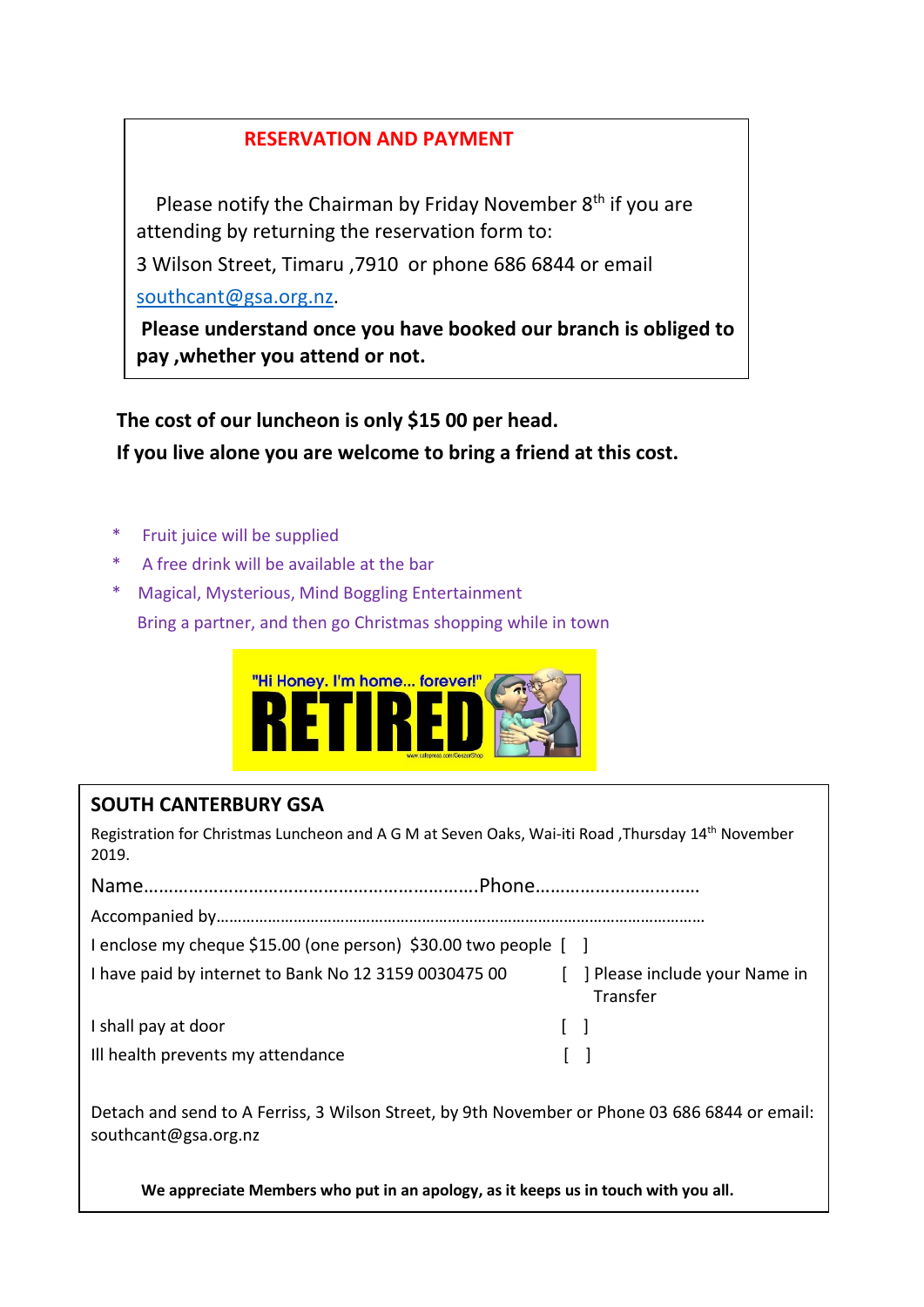## RESERVATION AND PAYMENT

Please notify the Chairman by Friday November 8th if you are attending by returning the reservation form to:

3 Wilson Street, Timaru ,7910 or phone 686 6844 or email southcant@gsa.org.nz.

**Please understand once you have booked our branch is obliged to pay ,whether you attend or not.**

**The cost of our luncheon is only $15 00 per head.**

**If you live alone you are welcome to bring a friend at this cost.**

* Fruit juice will be supplied
* A free drink will be available at the bar
* Magical, Mysterious, Mind Boggling Entertainment

Bring a partner, and then go Christmas shopping while in town

"Hi Honey. I'm home... forever!"

RETIRED

## SOUTH CANTERBURY GSA

Registration for Christmas Luncheon and A G M at Seven Oaks, Wai-iti Road ,Thursday 14th November 2019.

Name…………………………………………………………..Phone……………………………

Accompanied by………………………………………………………………………………………………

I enclose my cheque $15.00 (one person) $30.00 two people [ ]

I have paid by internet to Bank No 12 3159 0030475 00 [ ] Please include your Name in Transfer

I shall pay at door [ ]

Ill health prevents my attendance [ ]

Detach and send to A Ferriss, 3 Wilson Street, by 9th November or Phone 03 686 6844 or email: southcant@gsa.org.nz

**We appreciate Members who put in an apology, as it keeps us in touch with you all.**